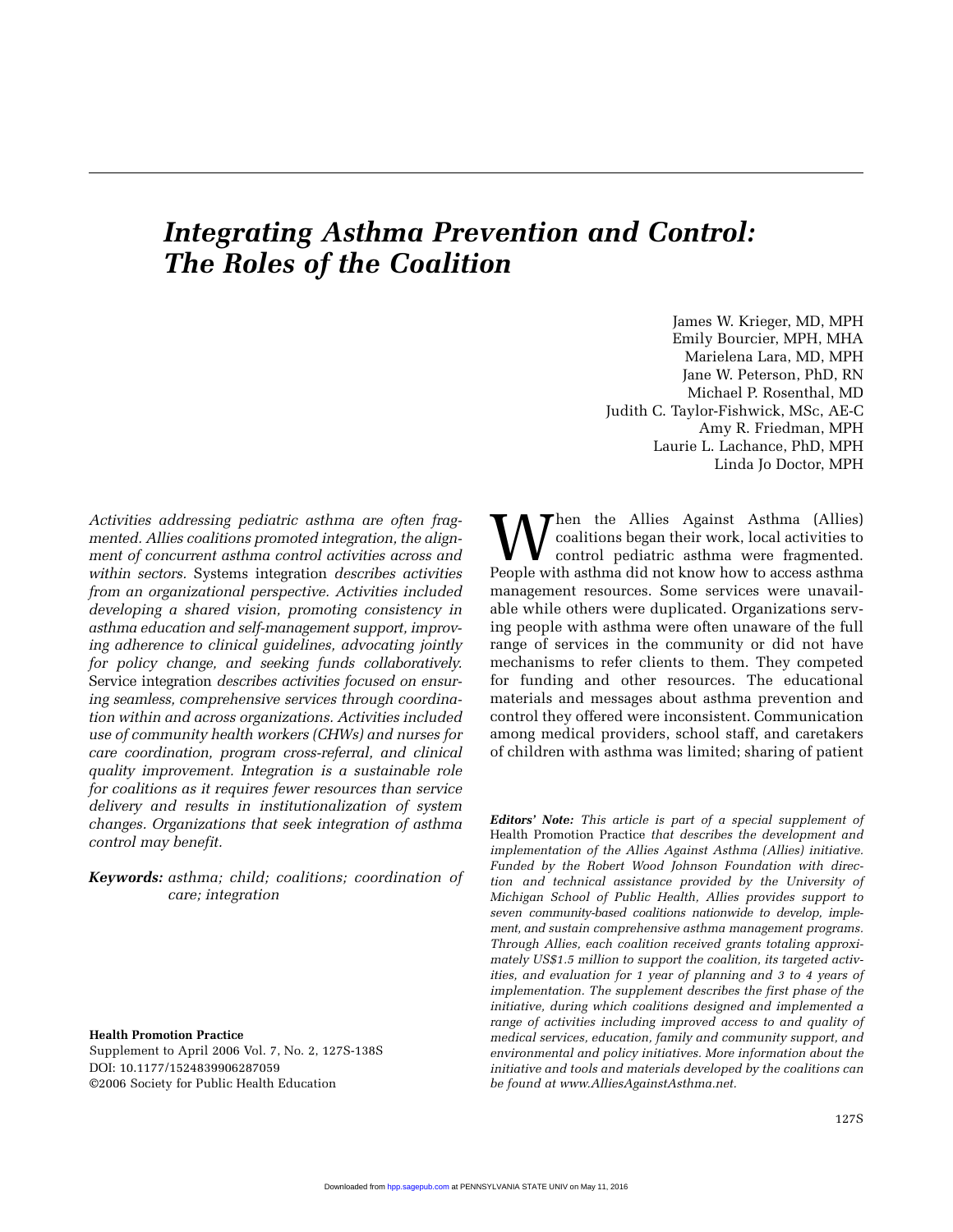# *Integrating Asthma Prevention and Control: The Roles of the Coalition*

James W. Krieger, MD, MPH
Emily Bourcier, MPH, MHA
Marielena Lara, MD, MPH
Jane W. Peterson, PhD, RN
Michael P. Rosenthal, MD
Judith C. Taylor-Fishwick, MSc, AE-C
Amy R. Friedman, MPH
Laurie L. Lachance, PhD, MPH
Linda Jo Doctor, MPH

*Activities addressing pediatric asthma are often fragmented. Allies coalitions promoted integration, the alignment of concurrent asthma control activities across and within sectors.* Systems integration *describes activities from an organizational perspective. Activities included developing a shared vision, promoting consistency in asthma education and self-management support, improving adherence to clinical guidelines, advocating jointly for policy change, and seeking funds collaboratively.* Service integration *describes activities focused on ensuring seamless, comprehensive services through coordination within and across organizations. Activities included use of community health workers (CHWs) and nurses for care coordination, program cross-referral, and clinical quality improvement. Integration is a sustainable role for coalitions as it requires fewer resources than service delivery and results in institutionalization of system changes. Organizations that seek integration of asthma control may benefit.*

***Keywords:*** *asthma; child; coalitions; coordination of care; integration*

**Health Promotion Practice**
Supplement to April 2006 Vol. 7, No. 2, 127S-138S
DOI: 10.1177/1524839906287059
©2006 Society for Public Health Education

When the Allies Against Asthma (Allies) coalitions began their work, local activities to control pediatric asthma were fragmented. People with asthma did not know how to access asthma management resources. Some services were unavailable while others were duplicated. Organizations serving people with asthma were often unaware of the full range of services in the community or did not have mechanisms to refer clients to them. They competed for funding and other resources. The educational materials and messages about asthma prevention and control they offered were inconsistent. Communication among medical providers, school staff, and caretakers of children with asthma was limited; sharing of patient

***Editors' Note:*** *This article is part of a special supplement of* Health Promotion Practice *that describes the development and implementation of the Allies Against Asthma (Allies) initiative. Funded by the Robert Wood Johnson Foundation with direction and technical assistance provided by the University of Michigan School of Public Health, Allies provides support to seven community-based coalitions nationwide to develop, implement, and sustain comprehensive asthma management programs. Through Allies, each coalition received grants totaling approximately US$1.5 million to support the coalition, its targeted activities, and evaluation for 1 year of planning and 3 to 4 years of implementation. The supplement describes the first phase of the initiative, during which coalitions designed and implemented a range of activities including improved access to and quality of medical services, education, family and community support, and environmental and policy initiatives. More information about the initiative and tools and materials developed by the coalitions can be found at www.AlliesAgainstAsthma.net.*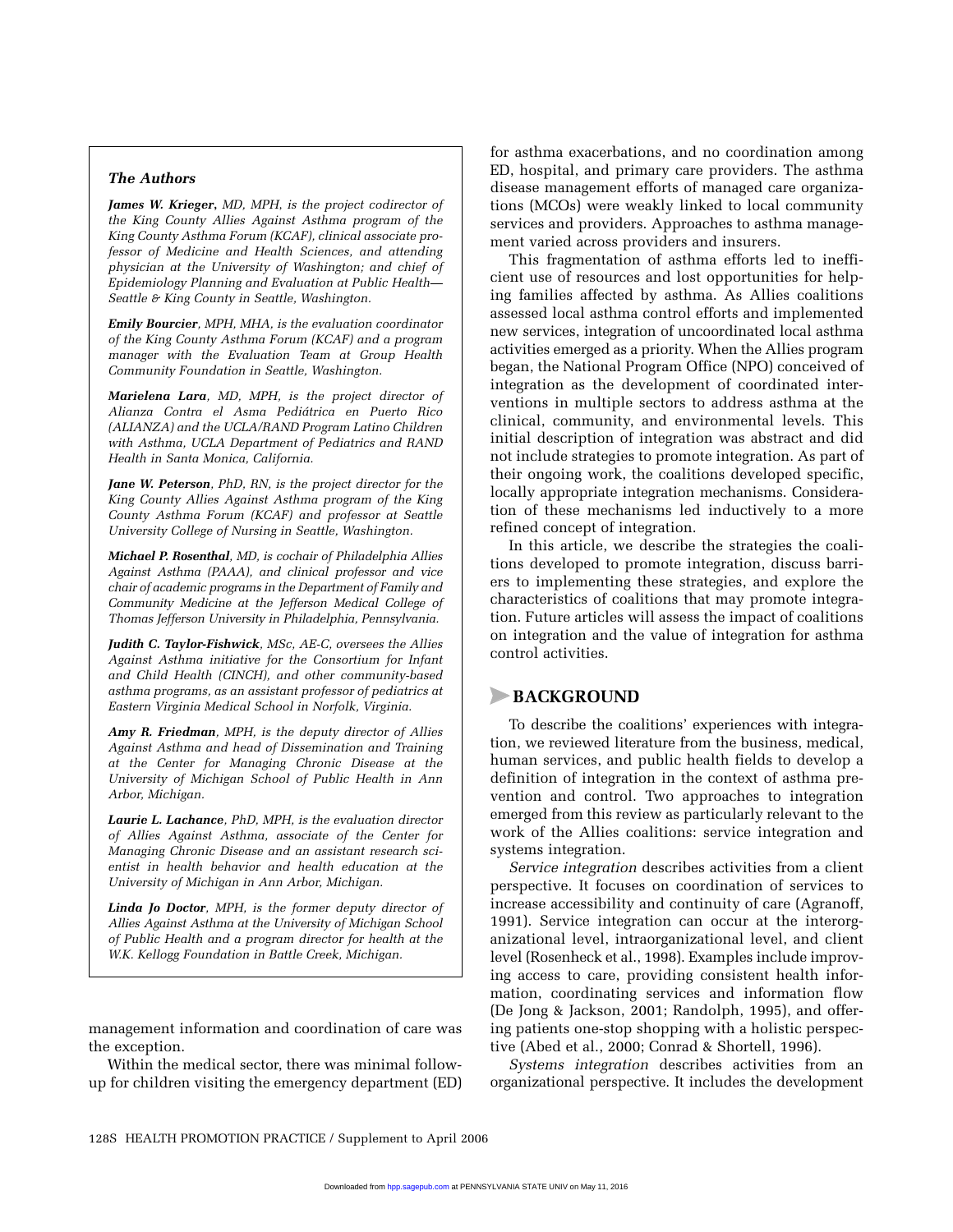### The Authors

***James W. Krieger***, *MD, MPH, is the project codirector of the King County Allies Against Asthma program of the King County Asthma Forum (KCAF), clinical associate professor of Medicine and Health Sciences, and attending physician at the University of Washington; and chief of Epidemiology Planning and Evaluation at Public Health—Seattle & King County in Seattle, Washington.*

***Emily Bourcier***, *MPH, MHA, is the evaluation coordinator of the King County Asthma Forum (KCAF) and a program manager with the Evaluation Team at Group Health Community Foundation in Seattle, Washington.*

***Marielena Lara***, *MD, MPH, is the project director of Alianza Contra el Asma Pediátrica en Puerto Rico (ALIANZA) and the UCLA/RAND Program Latino Children with Asthma, UCLA Department of Pediatrics and RAND Health in Santa Monica, California.*

***Jane W. Peterson***, *PhD, RN, is the project director for the King County Allies Against Asthma program of the King County Asthma Forum (KCAF) and professor at Seattle University College of Nursing in Seattle, Washington.*

***Michael P. Rosenthal***, *MD, is cochair of Philadelphia Allies Against Asthma (PAAA), and clinical professor and vice chair of academic programs in the Department of Family and Community Medicine at the Jefferson Medical College of Thomas Jefferson University in Philadelphia, Pennsylvania.*

***Judith C. Taylor-Fishwick***, *MSc, AE-C, oversees the Allies Against Asthma initiative for the Consortium for Infant and Child Health (CINCH), and other community-based asthma programs, as an assistant professor of pediatrics at Eastern Virginia Medical School in Norfolk, Virginia.*

***Amy R. Friedman***, *MPH, is the deputy director of Allies Against Asthma and head of Dissemination and Training at the Center for Managing Chronic Disease at the University of Michigan School of Public Health in Ann Arbor, Michigan.*

***Laurie L. Lachance***, *PhD, MPH, is the evaluation director of Allies Against Asthma, associate of the Center for Managing Chronic Disease and an assistant research scientist in health behavior and health education at the University of Michigan in Ann Arbor, Michigan.*

***Linda Jo Doctor***, *MPH, is the former deputy director of Allies Against Asthma at the University of Michigan School of Public Health and a program director for health at the W.K. Kellogg Foundation in Battle Creek, Michigan.*

management information and coordination of care was the exception.

Within the medical sector, there was minimal follow-up for children visiting the emergency department (ED) for asthma exacerbations, and no coordination among ED, hospital, and primary care providers. The asthma disease management efforts of managed care organizations (MCOs) were weakly linked to local community services and providers. Approaches to asthma management varied across providers and insurers.

This fragmentation of asthma efforts led to inefficient use of resources and lost opportunities for helping families affected by asthma. As Allies coalitions assessed local asthma control efforts and implemented new services, integration of uncoordinated local asthma activities emerged as a priority. When the Allies program began, the National Program Office (NPO) conceived of integration as the development of coordinated interventions in multiple sectors to address asthma at the clinical, community, and environmental levels. This initial description of integration was abstract and did not include strategies to promote integration. As part of their ongoing work, the coalitions developed specific, locally appropriate integration mechanisms. Consideration of these mechanisms led inductively to a more refined concept of integration.

In this article, we describe the strategies the coalitions developed to promote integration, discuss barriers to implementing these strategies, and explore the characteristics of coalitions that may promote integration. Future articles will assess the impact of coalitions on integration and the value of integration for asthma control activities.

## BACKGROUND

To describe the coalitions' experiences with integration, we reviewed literature from the business, medical, human services, and public health fields to develop a definition of integration in the context of asthma prevention and control. Two approaches to integration emerged from this review as particularly relevant to the work of the Allies coalitions: service integration and systems integration.

*Service integration* describes activities from a client perspective. It focuses on coordination of services to increase accessibility and continuity of care (Agranoff, 1991). Service integration can occur at the interorganizational level, intraorganizational level, and client level (Rosenheck et al., 1998). Examples include improving access to care, providing consistent health information, coordinating services and information flow (De Jong & Jackson, 2001; Randolph, 1995), and offering patients one-stop shopping with a holistic perspective (Abed et al., 2000; Conrad & Shortell, 1996).

*Systems integration* describes activities from an organizational perspective. It includes the development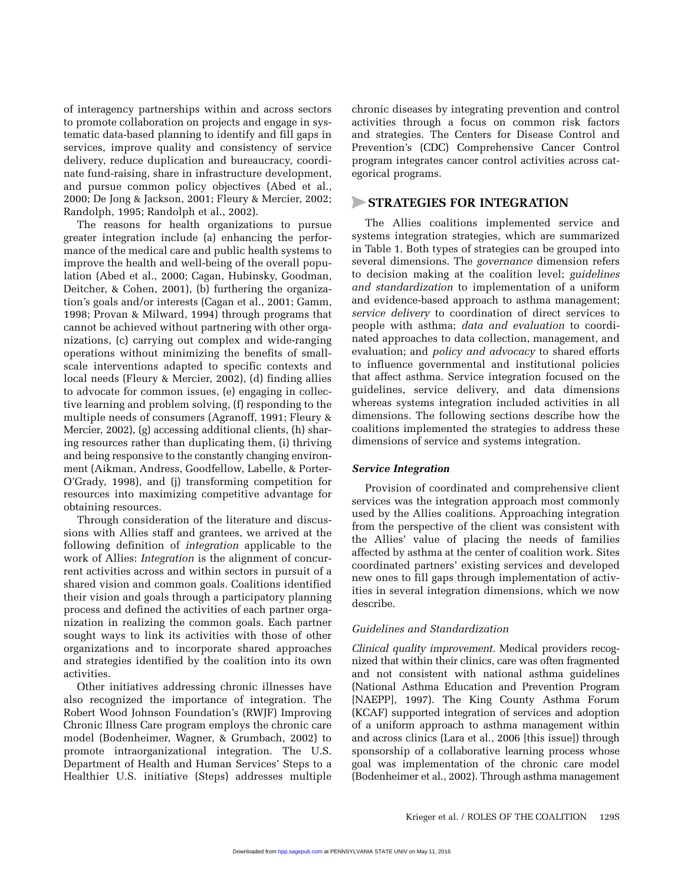of interagency partnerships within and across sectors to promote collaboration on projects and engage in systematic data-based planning to identify and fill gaps in services, improve quality and consistency of service delivery, reduce duplication and bureaucracy, coordinate fund-raising, share in infrastructure development, and pursue common policy objectives (Abed et al., 2000; De Jong & Jackson, 2001; Fleury & Mercier, 2002; Randolph, 1995; Randolph et al., 2002).

The reasons for health organizations to pursue greater integration include (a) enhancing the performance of the medical care and public health systems to improve the health and well-being of the overall population (Abed et al., 2000; Cagan, Hubinsky, Goodman, Deitcher, & Cohen, 2001), (b) furthering the organization's goals and/or interests (Cagan et al., 2001; Gamm, 1998; Provan & Milward, 1994) through programs that cannot be achieved without partnering with other organizations, (c) carrying out complex and wide-ranging operations without minimizing the benefits of small-scale interventions adapted to specific contexts and local needs (Fleury & Mercier, 2002), (d) finding allies to advocate for common issues, (e) engaging in collective learning and problem solving, (f) responding to the multiple needs of consumers (Agranoff, 1991; Fleury & Mercier, 2002), (g) accessing additional clients, (h) sharing resources rather than duplicating them, (i) thriving and being responsive to the constantly changing environment (Aikman, Andress, Goodfellow, Labelle, & Porter-O'Grady, 1998), and (j) transforming competition for resources into maximizing competitive advantage for obtaining resources.

Through consideration of the literature and discussions with Allies staff and grantees, we arrived at the following definition of *integration* applicable to the work of Allies: *Integration* is the alignment of concurrent activities across and within sectors in pursuit of a shared vision and common goals. Coalitions identified their vision and goals through a participatory planning process and defined the activities of each partner organization in realizing the common goals. Each partner sought ways to link its activities with those of other organizations and to incorporate shared approaches and strategies identified by the coalition into its own activities.

Other initiatives addressing chronic illnesses have also recognized the importance of integration. The Robert Wood Johnson Foundation's (RWJF) Improving Chronic Illness Care program employs the chronic care model (Bodenheimer, Wagner, & Grumbach, 2002) to promote intraorganizational integration. The U.S. Department of Health and Human Services' Steps to a Healthier U.S. initiative (Steps) addresses multiple chronic diseases by integrating prevention and control activities through a focus on common risk factors and strategies. The Centers for Disease Control and Prevention's (CDC) Comprehensive Cancer Control program integrates cancer control activities across categorical programs.

## STRATEGIES FOR INTEGRATION

The Allies coalitions implemented service and systems integration strategies, which are summarized in Table 1. Both types of strategies can be grouped into several dimensions. The *governance* dimension refers to decision making at the coalition level; *guidelines and standardization* to implementation of a uniform and evidence-based approach to asthma management; *service delivery* to coordination of direct services to people with asthma; *data and evaluation* to coordinated approaches to data collection, management, and evaluation; and *policy and advocacy* to shared efforts to influence governmental and institutional policies that affect asthma. Service integration focused on the guidelines, service delivery, and data dimensions whereas systems integration included activities in all dimensions. The following sections describe how the coalitions implemented the strategies to address these dimensions of service and systems integration.

### *Service Integration*

Provision of coordinated and comprehensive client services was the integration approach most commonly used by the Allies coalitions. Approaching integration from the perspective of the client was consistent with the Allies' value of placing the needs of families affected by asthma at the center of coalition work. Sites coordinated partners' existing services and developed new ones to fill gaps through implementation of activities in several integration dimensions, which we now describe.

#### *Guidelines and Standardization*

*Clinical quality improvement.* Medical providers recognized that within their clinics, care was often fragmented and not consistent with national asthma guidelines (National Asthma Education and Prevention Program [NAEPP], 1997). The King County Asthma Forum (KCAF) supported integration of services and adoption of a uniform approach to asthma management within and across clinics (Lara et al., 2006 [this issue]) through sponsorship of a collaborative learning process whose goal was implementation of the chronic care model (Bodenheimer et al., 2002). Through asthma management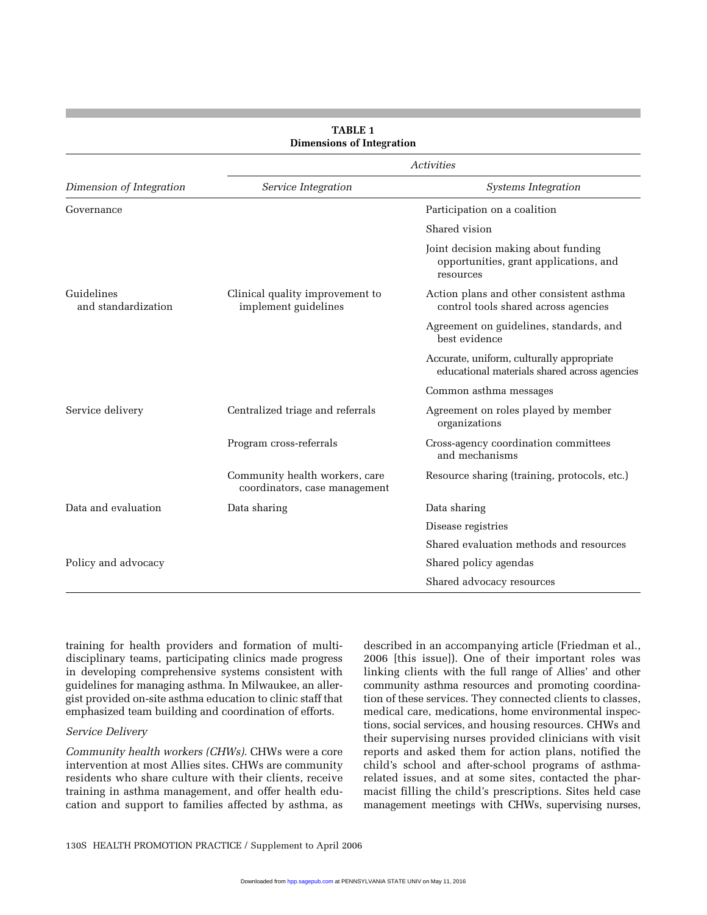**TABLE 1**
**Dimensions of Integration**

| | *Activities* | |
|---|---|---|
| *Dimension of Integration* | *Service Integration* | *Systems Integration* |
| Governance | | Participation on a coalition |
| | | Shared vision |
| | | Joint decision making about funding opportunities, grant applications, and resources |
| Guidelines and standardization | Clinical quality improvement to implement guidelines | Action plans and other consistent asthma control tools shared across agencies |
| | | Agreement on guidelines, standards, and best evidence |
| | | Accurate, uniform, culturally appropriate educational materials shared across agencies |
| | | Common asthma messages |
| Service delivery | Centralized triage and referrals | Agreement on roles played by member organizations |
| | Program cross-referrals | Cross-agency coordination committees and mechanisms |
| | Community health workers, care coordinators, case management | Resource sharing (training, protocols, etc.) |
| Data and evaluation | Data sharing | Data sharing |
| | | Disease registries |
| | | Shared evaluation methods and resources |
| Policy and advocacy | | Shared policy agendas |
| | | Shared advocacy resources |

training for health providers and formation of multidisciplinary teams, participating clinics made progress in developing comprehensive systems consistent with guidelines for managing asthma. In Milwaukee, an allergist provided on-site asthma education to clinic staff that emphasized team building and coordination of efforts.

### *Service Delivery*

*Community health workers (CHWs).* CHWs were a core intervention at most Allies sites. CHWs are community residents who share culture with their clients, receive training in asthma management, and offer health education and support to families affected by asthma, as described in an accompanying article (Friedman et al., 2006 [this issue]). One of their important roles was linking clients with the full range of Allies' and other community asthma resources and promoting coordination of these services. They connected clients to classes, medical care, medications, home environmental inspections, social services, and housing resources. CHWs and their supervising nurses provided clinicians with visit reports and asked them for action plans, notified the child's school and after-school programs of asthma-related issues, and at some sites, contacted the pharmacist filling the child's prescriptions. Sites held case management meetings with CHWs, supervising nurses,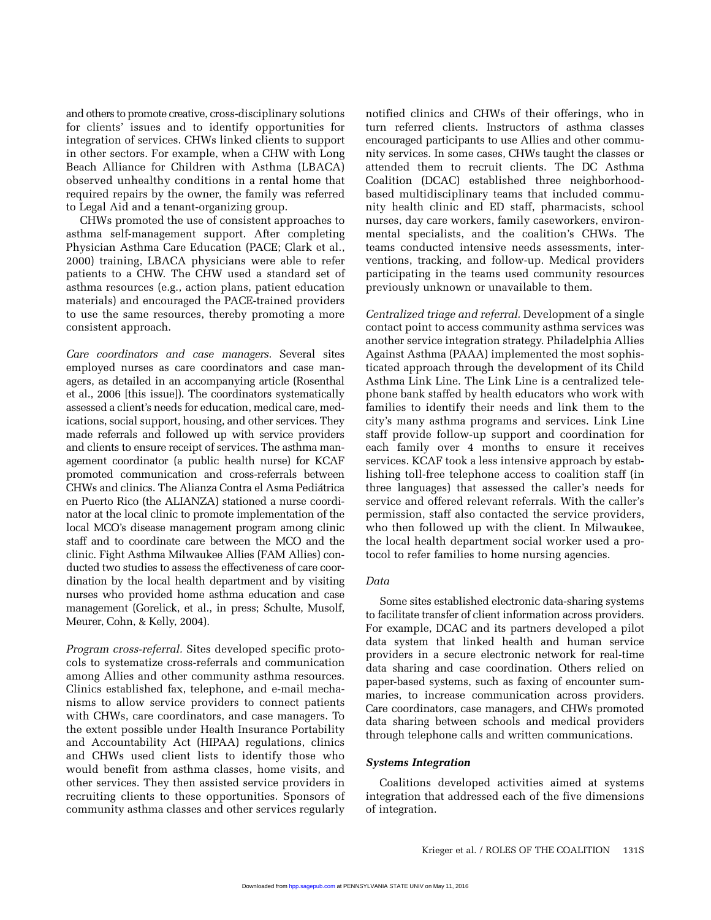and others to promote creative, cross-disciplinary solutions for clients' issues and to identify opportunities for integration of services. CHWs linked clients to support in other sectors. For example, when a CHW with Long Beach Alliance for Children with Asthma (LBACA) observed unhealthy conditions in a rental home that required repairs by the owner, the family was referred to Legal Aid and a tenant-organizing group.

CHWs promoted the use of consistent approaches to asthma self-management support. After completing Physician Asthma Care Education (PACE; Clark et al., 2000) training, LBACA physicians were able to refer patients to a CHW. The CHW used a standard set of asthma resources (e.g., action plans, patient education materials) and encouraged the PACE-trained providers to use the same resources, thereby promoting a more consistent approach.

*Care coordinators and case managers.* Several sites employed nurses as care coordinators and case managers, as detailed in an accompanying article (Rosenthal et al., 2006 [this issue]). The coordinators systematically assessed a client's needs for education, medical care, medications, social support, housing, and other services. They made referrals and followed up with service providers and clients to ensure receipt of services. The asthma management coordinator (a public health nurse) for KCAF promoted communication and cross-referrals between CHWs and clinics. The Alianza Contra el Asma Pediátrica en Puerto Rico (the ALIANZA) stationed a nurse coordinator at the local clinic to promote implementation of the local MCO's disease management program among clinic staff and to coordinate care between the MCO and the clinic. Fight Asthma Milwaukee Allies (FAM Allies) conducted two studies to assess the effectiveness of care coordination by the local health department and by visiting nurses who provided home asthma education and case management (Gorelick, et al., in press; Schulte, Musolf, Meurer, Cohn, & Kelly, 2004).

*Program cross-referral.* Sites developed specific protocols to systematize cross-referrals and communication among Allies and other community asthma resources. Clinics established fax, telephone, and e-mail mechanisms to allow service providers to connect patients with CHWs, care coordinators, and case managers. To the extent possible under Health Insurance Portability and Accountability Act (HIPAA) regulations, clinics and CHWs used client lists to identify those who would benefit from asthma classes, home visits, and other services. They then assisted service providers in recruiting clients to these opportunities. Sponsors of community asthma classes and other services regularly notified clinics and CHWs of their offerings, who in turn referred clients. Instructors of asthma classes encouraged participants to use Allies and other community services. In some cases, CHWs taught the classes or attended them to recruit clients. The DC Asthma Coalition (DCAC) established three neighborhood-based multidisciplinary teams that included community health clinic and ED staff, pharmacists, school nurses, day care workers, family caseworkers, environmental specialists, and the coalition's CHWs. The teams conducted intensive needs assessments, interventions, tracking, and follow-up. Medical providers participating in the teams used community resources previously unknown or unavailable to them.

*Centralized triage and referral.* Development of a single contact point to access community asthma services was another service integration strategy. Philadelphia Allies Against Asthma (PAAA) implemented the most sophisticated approach through the development of its Child Asthma Link Line. The Link Line is a centralized telephone bank staffed by health educators who work with families to identify their needs and link them to the city's many asthma programs and services. Link Line staff provide follow-up support and coordination for each family over 4 months to ensure it receives services. KCAF took a less intensive approach by establishing toll-free telephone access to coalition staff (in three languages) that assessed the caller's needs for service and offered relevant referrals. With the caller's permission, staff also contacted the service providers, who then followed up with the client. In Milwaukee, the local health department social worker used a protocol to refer families to home nursing agencies.

*Data*

Some sites established electronic data-sharing systems to facilitate transfer of client information across providers. For example, DCAC and its partners developed a pilot data system that linked health and human service providers in a secure electronic network for real-time data sharing and case coordination. Others relied on paper-based systems, such as faxing of encounter summaries, to increase communication across providers. Care coordinators, case managers, and CHWs promoted data sharing between schools and medical providers through telephone calls and written communications.

### *Systems Integration*

Coalitions developed activities aimed at systems integration that addressed each of the five dimensions of integration.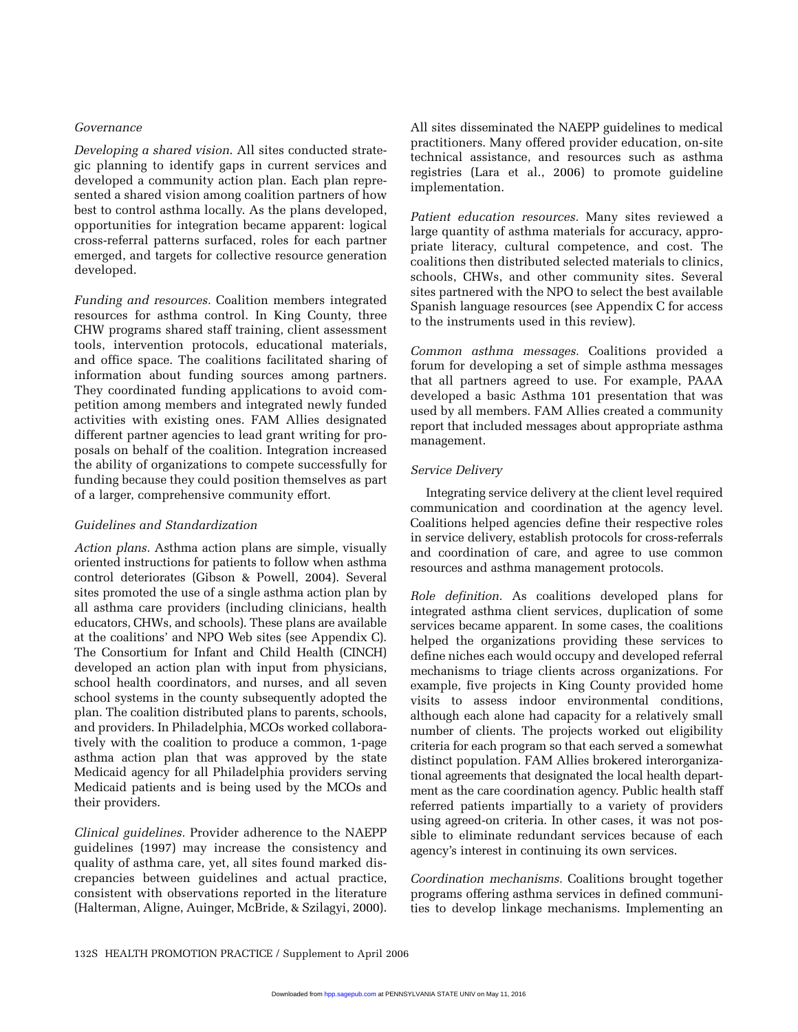### Governance

*Developing a shared vision.* All sites conducted strategic planning to identify gaps in current services and developed a community action plan. Each plan represented a shared vision among coalition partners of how best to control asthma locally. As the plans developed, opportunities for integration became apparent: logical cross-referral patterns surfaced, roles for each partner emerged, and targets for collective resource generation developed.

*Funding and resources.* Coalition members integrated resources for asthma control. In King County, three CHW programs shared staff training, client assessment tools, intervention protocols, educational materials, and office space. The coalitions facilitated sharing of information about funding sources among partners. They coordinated funding applications to avoid competition among members and integrated newly funded activities with existing ones. FAM Allies designated different partner agencies to lead grant writing for proposals on behalf of the coalition. Integration increased the ability of organizations to compete successfully for funding because they could position themselves as part of a larger, comprehensive community effort.

### Guidelines and Standardization

*Action plans.* Asthma action plans are simple, visually oriented instructions for patients to follow when asthma control deteriorates (Gibson & Powell, 2004). Several sites promoted the use of a single asthma action plan by all asthma care providers (including clinicians, health educators, CHWs, and schools). These plans are available at the coalitions' and NPO Web sites (see Appendix C). The Consortium for Infant and Child Health (CINCH) developed an action plan with input from physicians, school health coordinators, and nurses, and all seven school systems in the county subsequently adopted the plan. The coalition distributed plans to parents, schools, and providers. In Philadelphia, MCOs worked collaboratively with the coalition to produce a common, 1-page asthma action plan that was approved by the state Medicaid agency for all Philadelphia providers serving Medicaid patients and is being used by the MCOs and their providers.

*Clinical guidelines.* Provider adherence to the NAEPP guidelines (1997) may increase the consistency and quality of asthma care, yet, all sites found marked discrepancies between guidelines and actual practice, consistent with observations reported in the literature (Halterman, Aligne, Auinger, McBride, & Szilagyi, 2000). All sites disseminated the NAEPP guidelines to medical practitioners. Many offered provider education, on-site technical assistance, and resources such as asthma registries (Lara et al., 2006) to promote guideline implementation.

*Patient education resources.* Many sites reviewed a large quantity of asthma materials for accuracy, appropriate literacy, cultural competence, and cost. The coalitions then distributed selected materials to clinics, schools, CHWs, and other community sites. Several sites partnered with the NPO to select the best available Spanish language resources (see Appendix C for access to the instruments used in this review).

*Common asthma messages.* Coalitions provided a forum for developing a set of simple asthma messages that all partners agreed to use. For example, PAAA developed a basic Asthma 101 presentation that was used by all members. FAM Allies created a community report that included messages about appropriate asthma management.

### Service Delivery

Integrating service delivery at the client level required communication and coordination at the agency level. Coalitions helped agencies define their respective roles in service delivery, establish protocols for cross-referrals and coordination of care, and agree to use common resources and asthma management protocols.

*Role definition.* As coalitions developed plans for integrated asthma client services, duplication of some services became apparent. In some cases, the coalitions helped the organizations providing these services to define niches each would occupy and developed referral mechanisms to triage clients across organizations. For example, five projects in King County provided home visits to assess indoor environmental conditions, although each alone had capacity for a relatively small number of clients. The projects worked out eligibility criteria for each program so that each served a somewhat distinct population. FAM Allies brokered interorganizational agreements that designated the local health department as the care coordination agency. Public health staff referred patients impartially to a variety of providers using agreed-on criteria. In other cases, it was not possible to eliminate redundant services because of each agency's interest in continuing its own services.

*Coordination mechanisms.* Coalitions brought together programs offering asthma services in defined communities to develop linkage mechanisms. Implementing an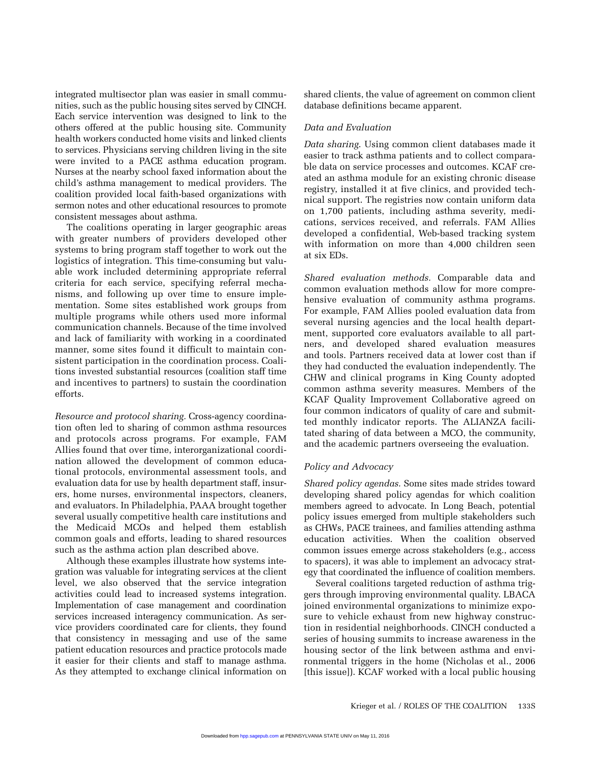integrated multisector plan was easier in small communities, such as the public housing sites served by CINCH. Each service intervention was designed to link to the others offered at the public housing site. Community health workers conducted home visits and linked clients to services. Physicians serving children living in the site were invited to a PACE asthma education program. Nurses at the nearby school faxed information about the child's asthma management to medical providers. The coalition provided local faith-based organizations with sermon notes and other educational resources to promote consistent messages about asthma.

The coalitions operating in larger geographic areas with greater numbers of providers developed other systems to bring program staff together to work out the logistics of integration. This time-consuming but valuable work included determining appropriate referral criteria for each service, specifying referral mechanisms, and following up over time to ensure implementation. Some sites established work groups from multiple programs while others used more informal communication channels. Because of the time involved and lack of familiarity with working in a coordinated manner, some sites found it difficult to maintain consistent participation in the coordination process. Coalitions invested substantial resources (coalition staff time and incentives to partners) to sustain the coordination efforts.

*Resource and protocol sharing.* Cross-agency coordination often led to sharing of common asthma resources and protocols across programs. For example, FAM Allies found that over time, interorganizational coordination allowed the development of common educational protocols, environmental assessment tools, and evaluation data for use by health department staff, insurers, home nurses, environmental inspectors, cleaners, and evaluators. In Philadelphia, PAAA brought together several usually competitive health care institutions and the Medicaid MCOs and helped them establish common goals and efforts, leading to shared resources such as the asthma action plan described above.

Although these examples illustrate how systems integration was valuable for integrating services at the client level, we also observed that the service integration activities could lead to increased systems integration. Implementation of case management and coordination services increased interagency communication. As service providers coordinated care for clients, they found that consistency in messaging and use of the same patient education resources and practice protocols made it easier for their clients and staff to manage asthma. As they attempted to exchange clinical information on shared clients, the value of agreement on common client database definitions became apparent.

### Data and Evaluation

*Data sharing.* Using common client databases made it easier to track asthma patients and to collect comparable data on service processes and outcomes. KCAF created an asthma module for an existing chronic disease registry, installed it at five clinics, and provided technical support. The registries now contain uniform data on 1,700 patients, including asthma severity, medications, services received, and referrals. FAM Allies developed a confidential, Web-based tracking system with information on more than 4,000 children seen at six EDs.

*Shared evaluation methods.* Comparable data and common evaluation methods allow for more comprehensive evaluation of community asthma programs. For example, FAM Allies pooled evaluation data from several nursing agencies and the local health department, supported core evaluators available to all partners, and developed shared evaluation measures and tools. Partners received data at lower cost than if they had conducted the evaluation independently. The CHW and clinical programs in King County adopted common asthma severity measures. Members of the KCAF Quality Improvement Collaborative agreed on four common indicators of quality of care and submitted monthly indicator reports. The ALIANZA facilitated sharing of data between a MCO, the community, and the academic partners overseeing the evaluation.

### Policy and Advocacy

*Shared policy agendas.* Some sites made strides toward developing shared policy agendas for which coalition members agreed to advocate. In Long Beach, potential policy issues emerged from multiple stakeholders such as CHWs, PACE trainees, and families attending asthma education activities. When the coalition observed common issues emerge across stakeholders (e.g., access to spacers), it was able to implement an advocacy strategy that coordinated the influence of coalition members.

Several coalitions targeted reduction of asthma triggers through improving environmental quality. LBACA joined environmental organizations to minimize exposure to vehicle exhaust from new highway construction in residential neighborhoods. CINCH conducted a series of housing summits to increase awareness in the housing sector of the link between asthma and environmental triggers in the home (Nicholas et al., 2006 [this issue]). KCAF worked with a local public housing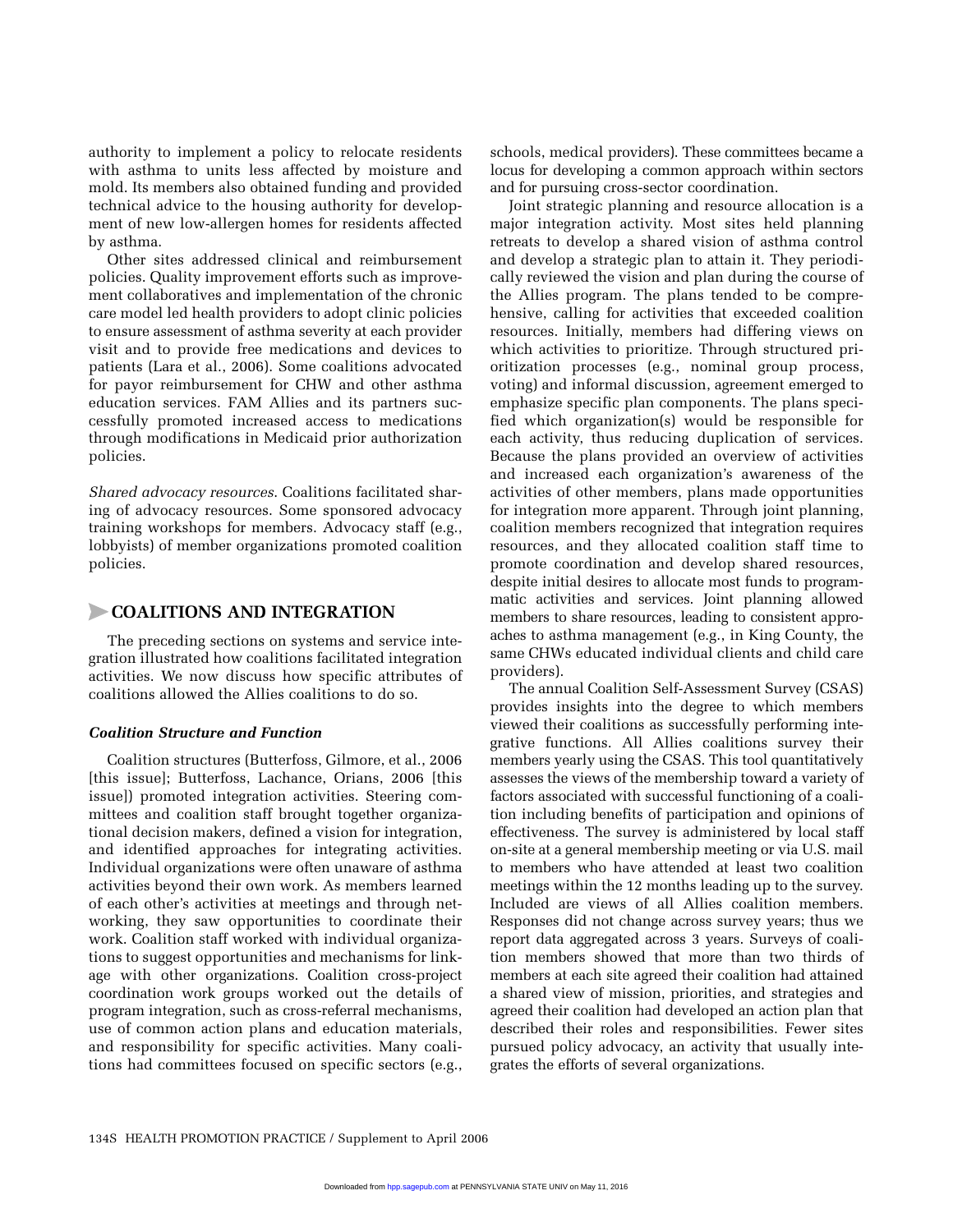authority to implement a policy to relocate residents with asthma to units less affected by moisture and mold. Its members also obtained funding and provided technical advice to the housing authority for development of new low-allergen homes for residents affected by asthma.

Other sites addressed clinical and reimbursement policies. Quality improvement efforts such as improvement collaboratives and implementation of the chronic care model led health providers to adopt clinic policies to ensure assessment of asthma severity at each provider visit and to provide free medications and devices to patients (Lara et al., 2006). Some coalitions advocated for payor reimbursement for CHW and other asthma education services. FAM Allies and its partners successfully promoted increased access to medications through modifications in Medicaid prior authorization policies.

*Shared advocacy resources*. Coalitions facilitated sharing of advocacy resources. Some sponsored advocacy training workshops for members. Advocacy staff (e.g., lobbyists) of member organizations promoted coalition policies.

## COALITIONS AND INTEGRATION

The preceding sections on systems and service integration illustrated how coalitions facilitated integration activities. We now discuss how specific attributes of coalitions allowed the Allies coalitions to do so.

### *Coalition Structure and Function*

Coalition structures (Butterfoss, Gilmore, et al., 2006 [this issue]; Butterfoss, Lachance, Orians, 2006 [this issue]) promoted integration activities. Steering committees and coalition staff brought together organizational decision makers, defined a vision for integration, and identified approaches for integrating activities. Individual organizations were often unaware of asthma activities beyond their own work. As members learned of each other's activities at meetings and through networking, they saw opportunities to coordinate their work. Coalition staff worked with individual organizations to suggest opportunities and mechanisms for linkage with other organizations. Coalition cross-project coordination work groups worked out the details of program integration, such as cross-referral mechanisms, use of common action plans and education materials, and responsibility for specific activities. Many coalitions had committees focused on specific sectors (e.g., schools, medical providers). These committees became a locus for developing a common approach within sectors and for pursuing cross-sector coordination.

Joint strategic planning and resource allocation is a major integration activity. Most sites held planning retreats to develop a shared vision of asthma control and develop a strategic plan to attain it. They periodically reviewed the vision and plan during the course of the Allies program. The plans tended to be comprehensive, calling for activities that exceeded coalition resources. Initially, members had differing views on which activities to prioritize. Through structured prioritization processes (e.g., nominal group process, voting) and informal discussion, agreement emerged to emphasize specific plan components. The plans specified which organization(s) would be responsible for each activity, thus reducing duplication of services. Because the plans provided an overview of activities and increased each organization's awareness of the activities of other members, plans made opportunities for integration more apparent. Through joint planning, coalition members recognized that integration requires resources, and they allocated coalition staff time to promote coordination and develop shared resources, despite initial desires to allocate most funds to programmatic activities and services. Joint planning allowed members to share resources, leading to consistent approaches to asthma management (e.g., in King County, the same CHWs educated individual clients and child care providers).

The annual Coalition Self-Assessment Survey (CSAS) provides insights into the degree to which members viewed their coalitions as successfully performing integrative functions. All Allies coalitions survey their members yearly using the CSAS. This tool quantitatively assesses the views of the membership toward a variety of factors associated with successful functioning of a coalition including benefits of participation and opinions of effectiveness. The survey is administered by local staff on-site at a general membership meeting or via U.S. mail to members who have attended at least two coalition meetings within the 12 months leading up to the survey. Included are views of all Allies coalition members. Responses did not change across survey years; thus we report data aggregated across 3 years. Surveys of coalition members showed that more than two thirds of members at each site agreed their coalition had attained a shared view of mission, priorities, and strategies and agreed their coalition had developed an action plan that described their roles and responsibilities. Fewer sites pursued policy advocacy, an activity that usually integrates the efforts of several organizations.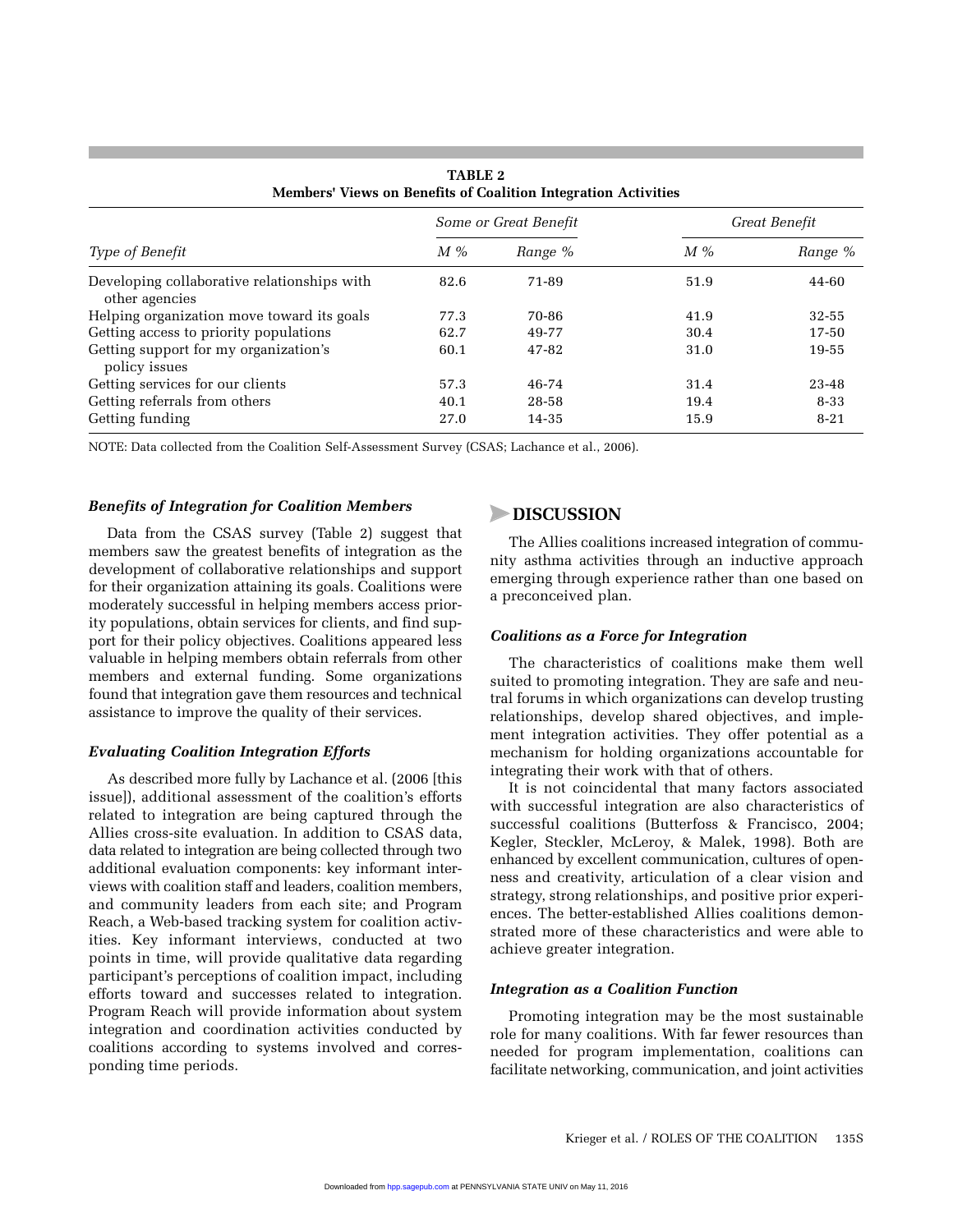**TABLE 2**
**Members' Views on Benefits of Coalition Integration Activities**

| | Some or Great Benefit | | Great Benefit | |
|---|---|---|---|---|
| *Type of Benefit* | *M %* | *Range %* | *M %* | *Range %* |
| Developing collaborative relationships with other agencies | 82.6 | 71-89 | 51.9 | 44-60 |
| Helping organization move toward its goals | 77.3 | 70-86 | 41.9 | 32-55 |
| Getting access to priority populations | 62.7 | 49-77 | 30.4 | 17-50 |
| Getting support for my organization's policy issues | 60.1 | 47-82 | 31.0 | 19-55 |
| Getting services for our clients | 57.3 | 46-74 | 31.4 | 23-48 |
| Getting referrals from others | 40.1 | 28-58 | 19.4 | 8-33 |
| Getting funding | 27.0 | 14-35 | 15.9 | 8-21 |

NOTE: Data collected from the Coalition Self-Assessment Survey (CSAS; Lachance et al., 2006).

### *Benefits of Integration for Coalition Members*

Data from the CSAS survey (Table 2) suggest that members saw the greatest benefits of integration as the development of collaborative relationships and support for their organization attaining its goals. Coalitions were moderately successful in helping members access priority populations, obtain services for clients, and find support for their policy objectives. Coalitions appeared less valuable in helping members obtain referrals from other members and external funding. Some organizations found that integration gave them resources and technical assistance to improve the quality of their services.

### *Evaluating Coalition Integration Efforts*

As described more fully by Lachance et al. (2006 [this issue]), additional assessment of the coalition's efforts related to integration are being captured through the Allies cross-site evaluation. In addition to CSAS data, data related to integration are being collected through two additional evaluation components: key informant interviews with coalition staff and leaders, coalition members, and community leaders from each site; and Program Reach, a Web-based tracking system for coalition activities. Key informant interviews, conducted at two points in time, will provide qualitative data regarding participant's perceptions of coalition impact, including efforts toward and successes related to integration. Program Reach will provide information about system integration and coordination activities conducted by coalitions according to systems involved and corresponding time periods.

## DISCUSSION

The Allies coalitions increased integration of community asthma activities through an inductive approach emerging through experience rather than one based on a preconceived plan.

### *Coalitions as a Force for Integration*

The characteristics of coalitions make them well suited to promoting integration. They are safe and neutral forums in which organizations can develop trusting relationships, develop shared objectives, and implement integration activities. They offer potential as a mechanism for holding organizations accountable for integrating their work with that of others.

It is not coincidental that many factors associated with successful integration are also characteristics of successful coalitions (Butterfoss & Francisco, 2004; Kegler, Steckler, McLeroy, & Malek, 1998). Both are enhanced by excellent communication, cultures of openness and creativity, articulation of a clear vision and strategy, strong relationships, and positive prior experiences. The better-established Allies coalitions demonstrated more of these characteristics and were able to achieve greater integration.

### *Integration as a Coalition Function*

Promoting integration may be the most sustainable role for many coalitions. With far fewer resources than needed for program implementation, coalitions can facilitate networking, communication, and joint activities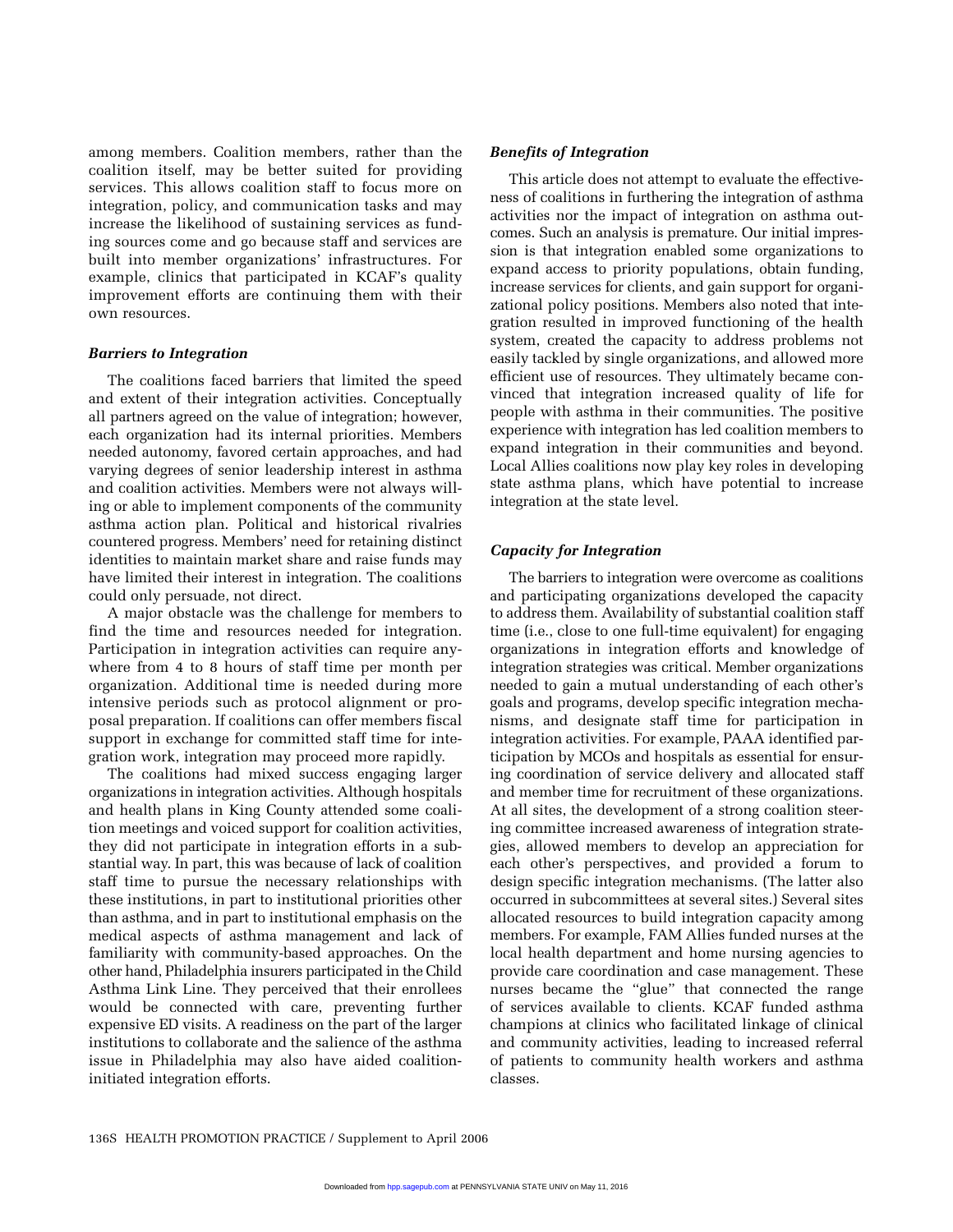among members. Coalition members, rather than the coalition itself, may be better suited for providing services. This allows coalition staff to focus more on integration, policy, and communication tasks and may increase the likelihood of sustaining services as funding sources come and go because staff and services are built into member organizations' infrastructures. For example, clinics that participated in KCAF's quality improvement efforts are continuing them with their own resources.

### *Barriers to Integration*

The coalitions faced barriers that limited the speed and extent of their integration activities. Conceptually all partners agreed on the value of integration; however, each organization had its internal priorities. Members needed autonomy, favored certain approaches, and had varying degrees of senior leadership interest in asthma and coalition activities. Members were not always willing or able to implement components of the community asthma action plan. Political and historical rivalries countered progress. Members' need for retaining distinct identities to maintain market share and raise funds may have limited their interest in integration. The coalitions could only persuade, not direct.

A major obstacle was the challenge for members to find the time and resources needed for integration. Participation in integration activities can require anywhere from 4 to 8 hours of staff time per month per organization. Additional time is needed during more intensive periods such as protocol alignment or proposal preparation. If coalitions can offer members fiscal support in exchange for committed staff time for integration work, integration may proceed more rapidly.

The coalitions had mixed success engaging larger organizations in integration activities. Although hospitals and health plans in King County attended some coalition meetings and voiced support for coalition activities, they did not participate in integration efforts in a substantial way. In part, this was because of lack of coalition staff time to pursue the necessary relationships with these institutions, in part to institutional priorities other than asthma, and in part to institutional emphasis on the medical aspects of asthma management and lack of familiarity with community-based approaches. On the other hand, Philadelphia insurers participated in the Child Asthma Link Line. They perceived that their enrollees would be connected with care, preventing further expensive ED visits. A readiness on the part of the larger institutions to collaborate and the salience of the asthma issue in Philadelphia may also have aided coalition-initiated integration efforts.

### *Benefits of Integration*

This article does not attempt to evaluate the effectiveness of coalitions in furthering the integration of asthma activities nor the impact of integration on asthma outcomes. Such an analysis is premature. Our initial impression is that integration enabled some organizations to expand access to priority populations, obtain funding, increase services for clients, and gain support for organizational policy positions. Members also noted that integration resulted in improved functioning of the health system, created the capacity to address problems not easily tackled by single organizations, and allowed more efficient use of resources. They ultimately became convinced that integration increased quality of life for people with asthma in their communities. The positive experience with integration has led coalition members to expand integration in their communities and beyond. Local Allies coalitions now play key roles in developing state asthma plans, which have potential to increase integration at the state level.

### *Capacity for Integration*

The barriers to integration were overcome as coalitions and participating organizations developed the capacity to address them. Availability of substantial coalition staff time (i.e., close to one full-time equivalent) for engaging organizations in integration efforts and knowledge of integration strategies was critical. Member organizations needed to gain a mutual understanding of each other's goals and programs, develop specific integration mechanisms, and designate staff time for participation in integration activities. For example, PAAA identified participation by MCOs and hospitals as essential for ensuring coordination of service delivery and allocated staff and member time for recruitment of these organizations. At all sites, the development of a strong coalition steering committee increased awareness of integration strategies, allowed members to develop an appreciation for each other's perspectives, and provided a forum to design specific integration mechanisms. (The latter also occurred in subcommittees at several sites.) Several sites allocated resources to build integration capacity among members. For example, FAM Allies funded nurses at the local health department and home nursing agencies to provide care coordination and case management. These nurses became the "glue" that connected the range of services available to clients. KCAF funded asthma champions at clinics who facilitated linkage of clinical and community activities, leading to increased referral of patients to community health workers and asthma classes.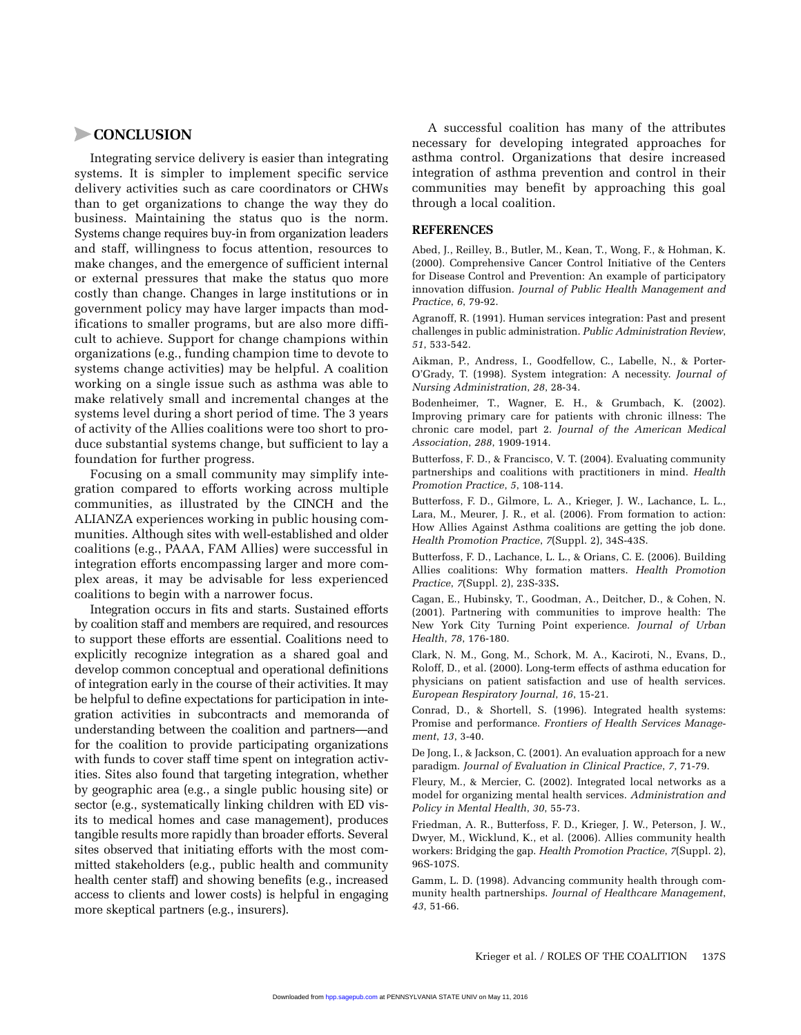## CONCLUSION

Integrating service delivery is easier than integrating systems. It is simpler to implement specific service delivery activities such as care coordinators or CHWs than to get organizations to change the way they do business. Maintaining the status quo is the norm. Systems change requires buy-in from organization leaders and staff, willingness to focus attention, resources to make changes, and the emergence of sufficient internal or external pressures that make the status quo more costly than change. Changes in large institutions or in government policy may have larger impacts than modifications to smaller programs, but are also more difficult to achieve. Support for change champions within organizations (e.g., funding champion time to devote to systems change activities) may be helpful. A coalition working on a single issue such as asthma was able to make relatively small and incremental changes at the systems level during a short period of time. The 3 years of activity of the Allies coalitions were too short to produce substantial systems change, but sufficient to lay a foundation for further progress.

Focusing on a small community may simplify integration compared to efforts working across multiple communities, as illustrated by the CINCH and the ALIANZA experiences working in public housing communities. Although sites with well-established and older coalitions (e.g., PAAA, FAM Allies) were successful in integration efforts encompassing larger and more complex areas, it may be advisable for less experienced coalitions to begin with a narrower focus.

Integration occurs in fits and starts. Sustained efforts by coalition staff and members are required, and resources to support these efforts are essential. Coalitions need to explicitly recognize integration as a shared goal and develop common conceptual and operational definitions of integration early in the course of their activities. It may be helpful to define expectations for participation in integration activities in subcontracts and memoranda of understanding between the coalition and partners—and for the coalition to provide participating organizations with funds to cover staff time spent on integration activities. Sites also found that targeting integration, whether by geographic area (e.g., a single public housing site) or sector (e.g., systematically linking children with ED visits to medical homes and case management), produces tangible results more rapidly than broader efforts. Several sites observed that initiating efforts with the most committed stakeholders (e.g., public health and community health center staff) and showing benefits (e.g., increased access to clients and lower costs) is helpful in engaging more skeptical partners (e.g., insurers).

A successful coalition has many of the attributes necessary for developing integrated approaches for asthma control. Organizations that desire increased integration of asthma prevention and control in their communities may benefit by approaching this goal through a local coalition.

### REFERENCES

Abed, J., Reilley, B., Butler, M., Kean, T., Wong, F., & Hohman, K. (2000). Comprehensive Cancer Control Initiative of the Centers for Disease Control and Prevention: An example of participatory innovation diffusion. *Journal of Public Health Management and Practice*, *6*, 79-92.

Agranoff, R. (1991). Human services integration: Past and present challenges in public administration. *Public Administration Review*, *51*, 533-542.

Aikman, P., Andress, I., Goodfellow, C., Labelle, N., & Porter-O'Grady, T. (1998). System integration: A necessity. *Journal of Nursing Administration*, *28*, 28-34.

Bodenheimer, T., Wagner, E. H., & Grumbach, K. (2002). Improving primary care for patients with chronic illness: The chronic care model, part 2. *Journal of the American Medical Association*, *288*, 1909-1914.

Butterfoss, F. D., & Francisco, V. T. (2004). Evaluating community partnerships and coalitions with practitioners in mind. *Health Promotion Practice*, *5*, 108-114.

Butterfoss, F. D., Gilmore, L. A., Krieger, J. W., Lachance, L. L., Lara, M., Meurer, J. R., et al. (2006). From formation to action: How Allies Against Asthma coalitions are getting the job done. *Health Promotion Practice*, *7*(Suppl. 2), 34S-43S.

Butterfoss, F. D., Lachance, L. L., & Orians, C. E. (2006). Building Allies coalitions: Why formation matters. *Health Promotion Practice*, *7*(Suppl. 2), 23S-33S.

Cagan, E., Hubinsky, T., Goodman, A., Deitcher, D., & Cohen, N. (2001). Partnering with communities to improve health: The New York City Turning Point experience. *Journal of Urban Health*, *78*, 176-180.

Clark, N. M., Gong, M., Schork, M. A., Kaciroti, N., Evans, D., Roloff, D., et al. (2000). Long-term effects of asthma education for physicians on patient satisfaction and use of health services. *European Respiratory Journal*, *16*, 15-21.

Conrad, D., & Shortell, S. (1996). Integrated health systems: Promise and performance. *Frontiers of Health Services Management*, *13*, 3-40.

De Jong, I., & Jackson, C. (2001). An evaluation approach for a new paradigm. *Journal of Evaluation in Clinical Practice*, *7*, 71-79.

Fleury, M., & Mercier, C. (2002). Integrated local networks as a model for organizing mental health services. *Administration and Policy in Mental Health*, *30*, 55-73.

Friedman, A. R., Butterfoss, F. D., Krieger, J. W., Peterson, J. W., Dwyer, M., Wicklund, K., et al. (2006). Allies community health workers: Bridging the gap. *Health Promotion Practice*, *7*(Suppl. 2), 96S-107S.

Gamm, L. D. (1998). Advancing community health through community health partnerships. *Journal of Healthcare Management*, *43*, 51-66.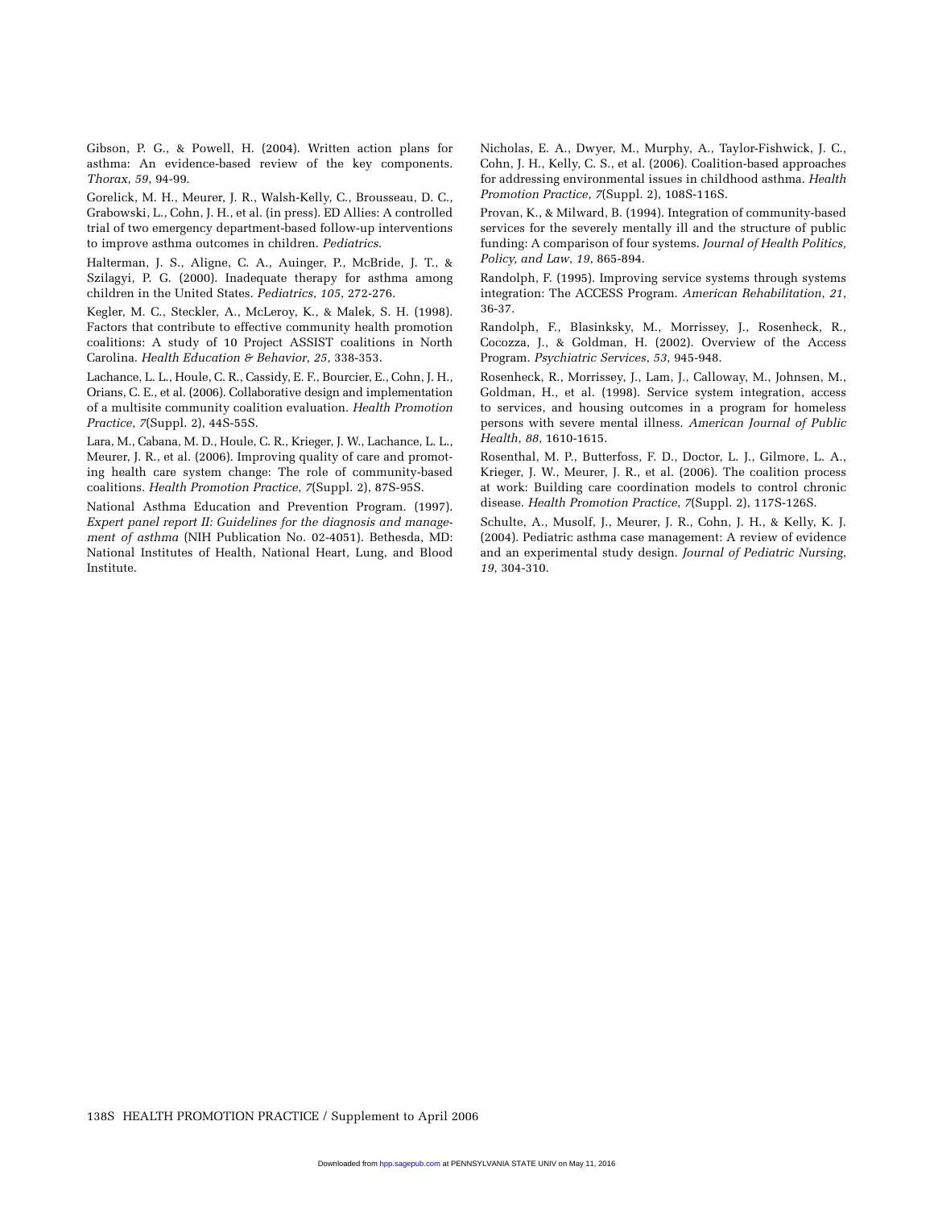Gibson, P. G., & Powell, H. (2004). Written action plans for asthma: An evidence-based review of the key components. *Thorax*, *59*, 94-99.

Gorelick, M. H., Meurer, J. R., Walsh-Kelly, C., Brousseau, D. C., Grabowski, L., Cohn, J. H., et al. (in press). ED Allies: A controlled trial of two emergency department-based follow-up interventions to improve asthma outcomes in children. *Pediatrics*.

Halterman, J. S., Aligne, C. A., Auinger, P., McBride, J. T., & Szilagyi, P. G. (2000). Inadequate therapy for asthma among children in the United States. *Pediatrics*, *105*, 272-276.

Kegler, M. C., Steckler, A., McLeroy, K., & Malek, S. H. (1998). Factors that contribute to effective community health promotion coalitions: A study of 10 Project ASSIST coalitions in North Carolina. *Health Education & Behavior*, *25*, 338-353.

Lachance, L. L., Houle, C. R., Cassidy, E. F., Bourcier, E., Cohn, J. H., Orians, C. E., et al. (2006). Collaborative design and implementation of a multisite community coalition evaluation. *Health Promotion Practice*, *7*(Suppl. 2), 44S-55S.

Lara, M., Cabana, M. D., Houle, C. R., Krieger, J. W., Lachance, L. L., Meurer, J. R., et al. (2006). Improving quality of care and promoting health care system change: The role of community-based coalitions. *Health Promotion Practice*, *7*(Suppl. 2), 87S-95S.

National Asthma Education and Prevention Program. (1997). *Expert panel report II: Guidelines for the diagnosis and management of asthma* (NIH Publication No. 02-4051). Bethesda, MD: National Institutes of Health, National Heart, Lung, and Blood Institute.

Nicholas, E. A., Dwyer, M., Murphy, A., Taylor-Fishwick, J. C., Cohn, J. H., Kelly, C. S., et al. (2006). Coalition-based approaches for addressing environmental issues in childhood asthma. *Health Promotion Practice*, *7*(Suppl. 2), 108S-116S.

Provan, K., & Milward, B. (1994). Integration of community-based services for the severely mentally ill and the structure of public funding: A comparison of four systems. *Journal of Health Politics, Policy, and Law*, *19*, 865-894.

Randolph, F. (1995). Improving service systems through systems integration: The ACCESS Program. *American Rehabilitation*, *21*, 36-37.

Randolph, F., Blasinksky, M., Morrissey, J., Rosenheck, R., Cocozza, J., & Goldman, H. (2002). Overview of the Access Program. *Psychiatric Services*, *53*, 945-948.

Rosenheck, R., Morrissey, J., Lam, J., Calloway, M., Johnsen, M., Goldman, H., et al. (1998). Service system integration, access to services, and housing outcomes in a program for homeless persons with severe mental illness. *American Journal of Public Health*, *88*, 1610-1615.

Rosenthal, M. P., Butterfoss, F. D., Doctor, L. J., Gilmore, L. A., Krieger, J. W., Meurer, J. R., et al. (2006). The coalition process at work: Building care coordination models to control chronic disease. *Health Promotion Practice*, *7*(Suppl. 2), 117S-126S.

Schulte, A., Musolf, J., Meurer, J. R., Cohn, J. H., & Kelly, K. J. (2004). Pediatric asthma case management: A review of evidence and an experimental study design. *Journal of Pediatric Nursing*, *19*, 304-310.